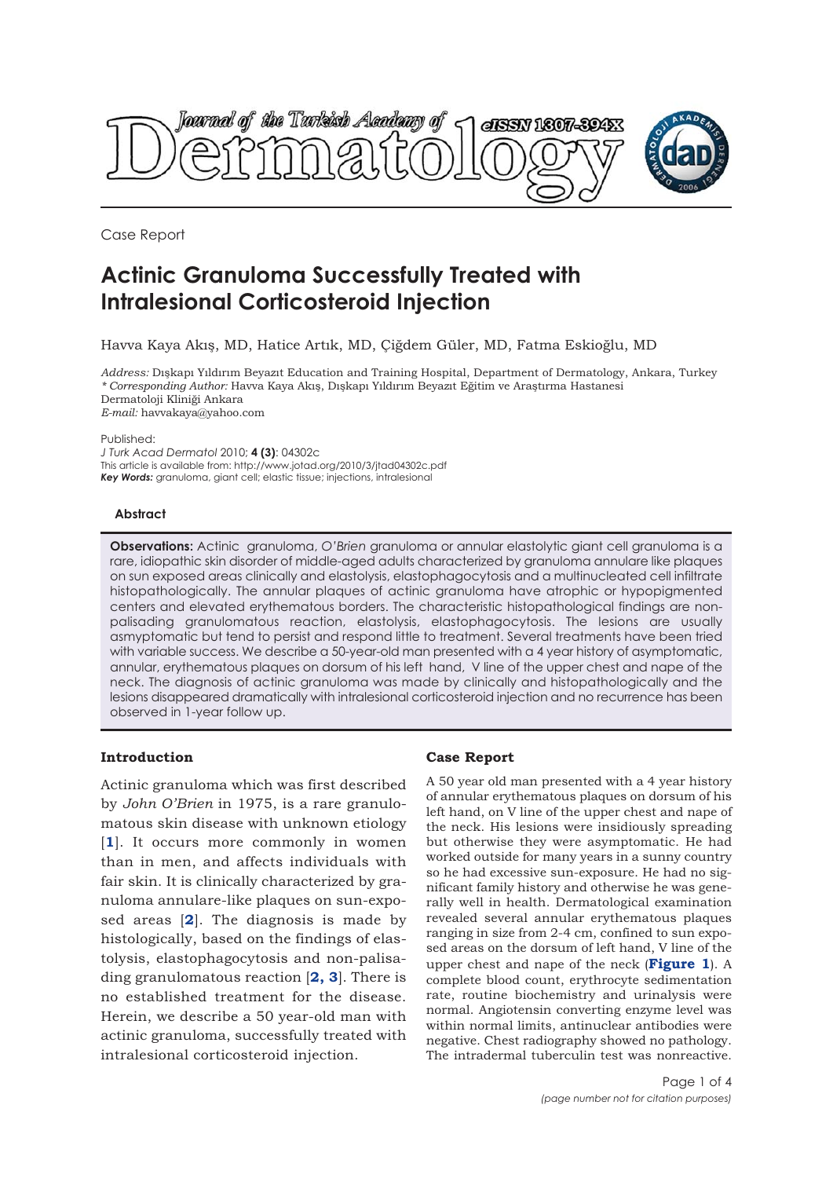Case Report

# Actinic Granuloma Successfully Treated with Intralesional Corticosteroid Injection

Havva Kaya Akış, MD, Hatice Artık, MD, Çiğdem Güler, MD, Fatma Eskioğlu, MD

*Address:* Dışkapı Yıldırım Beyazıt Education and Training Hospital, Department of Dermatology, Ankara, Turkey
*\*Corresponding Author:* Havva Kaya Akış, Dışkapı Yıldırım Beyazıt Eğitim ve Araştırma Hastanesi Dermatoloji Kliniği Ankara
*E-mail:* havvakaya@yahoo.com

Published:
*J Turk Acad Dermatol* 2010; **4 (3)**: 04302c
This article is available from: http://www.jotad.org/2010/3/jtad04302c.pdf
***Key Words:*** granuloma, giant cell; elastic tissue; injections, intralesional

## Abstract

**Observations:** Actinic granuloma, *O'Brien* granuloma or annular elastolytic giant cell granuloma is a rare, idiopathic skin disorder of middle-aged adults characterized by granuloma annulare like plaques on sun exposed areas clinically and elastolysis, elastophagocytosis and a multinucleated cell infiltrate histopathologically. The annular plaques of actinic granuloma have atrophic or hypopigmented centers and elevated erythematous borders. The characteristic histopathological findings are non-palisading granulomatous reaction, elastolysis, elastophagocytosis. The lesions are usually asmyptomatic but tend to persist and respond little to treatment. Several treatments have been tried with variable success. We describe a 50-year-old man presented with a 4 year history of asymptomatic, annular, erythematous plaques on dorsum of his left hand, V line of the upper chest and nape of the neck. The diagnosis of actinic granuloma was made by clinically and histopathologically and the lesions disappeared dramatically with intralesional corticosteroid injection and no recurrence has been observed in 1-year follow up.

### Introduction

Actinic granuloma which was first described by *John O'Brien* in 1975, is a rare granulomatous skin disease with unknown etiology [**1**]. It occurs more commonly in women than in men, and affects individuals with fair skin. It is clinically characterized by granuloma annulare-like plaques on sun-exposed areas [**2**]. The diagnosis is made by histologically, based on the findings of elastolysis, elastophagocytosis and non-palisading granulomatous reaction [**2, 3**]. There is no established treatment for the disease. Herein, we describe a 50 year-old man with actinic granuloma, successfully treated with intralesional corticosteroid injection.

### Case Report

A 50 year old man presented with a 4 year history of annular erythematous plaques on dorsum of his left hand, on V line of the upper chest and nape of the neck. His lesions were insidiously spreading but otherwise they were asymptomatic. He had worked outside for many years in a sunny country so he had excessive sun-exposure. He had no significant family history and otherwise he was generally well in health. Dermatological examination revealed several annular erythematous plaques ranging in size from 2-4 cm, confined to sun exposed areas on the dorsum of left hand, V line of the upper chest and nape of the neck (**Figure 1**). A complete blood count, erythrocyte sedimentation rate, routine biochemistry and urinalysis were normal. Angiotensin converting enzyme level was within normal limits, antinuclear antibodies were negative. Chest radiography showed no pathology. The intradermal tuberculin test was nonreactive.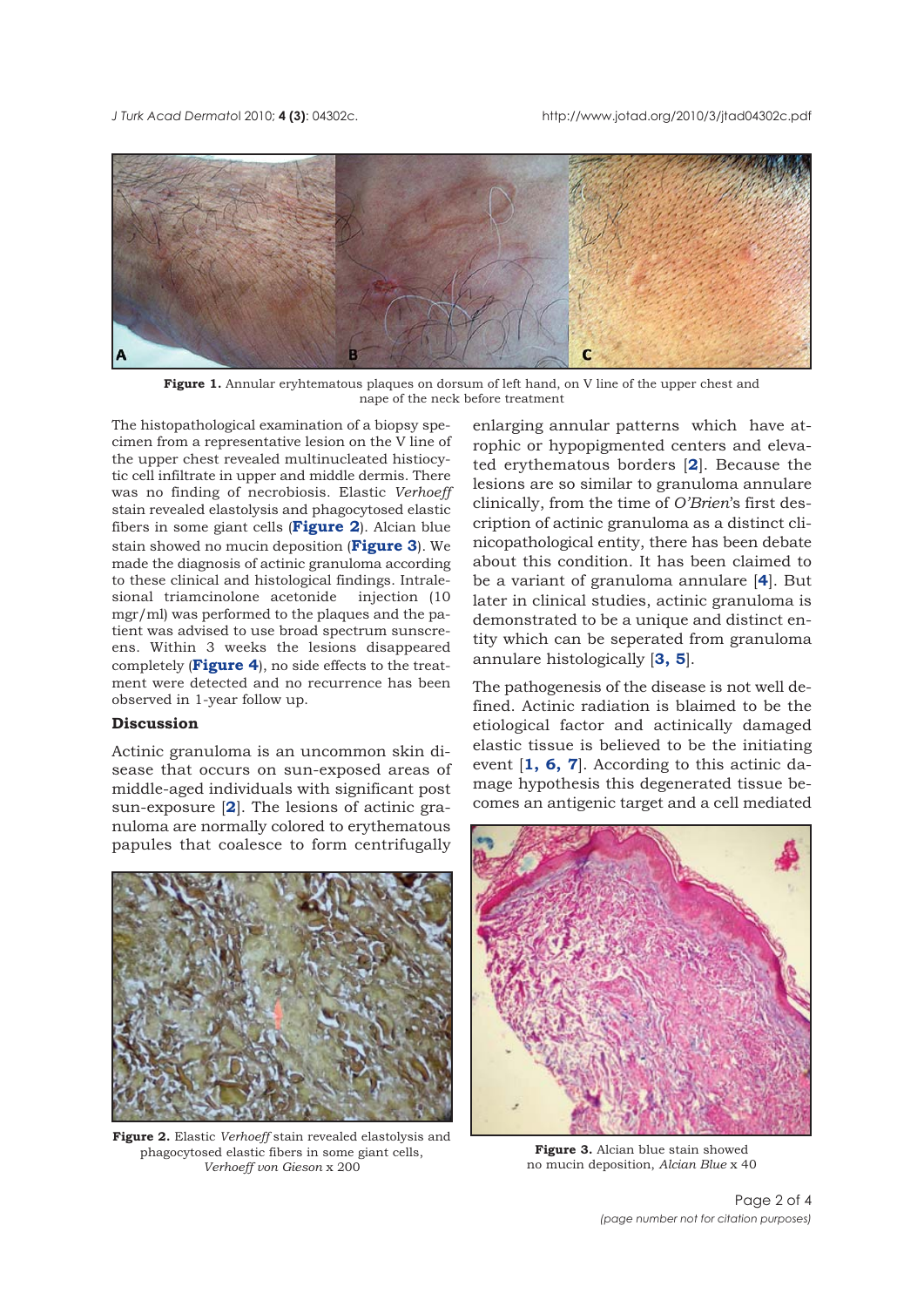**Figure 1.** Annular eryhtematous plaques on dorsum of left hand, on V line of the upper chest and nape of the neck before treatment

The histopathological examination of a biopsy specimen from a representative lesion on the V line of the upper chest revealed multinucleated histiocytic cell infiltrate in upper and middle dermis. There was no finding of necrobiosis. Elastic *Verhoeff* stain revealed elastolysis and phagocytosed elastic fibers in some giant cells (**Figure 2**). Alcian blue stain showed no mucin deposition (**Figure 3**). We made the diagnosis of actinic granuloma according to these clinical and histological findings. Intralesional triamcinolone acetonide injection (10 mgr/ml) was performed to the plaques and the patient was advised to use broad spectrum sunscreens. Within 3 weeks the lesions disappeared completely (**Figure 4**), no side effects to the treatment were detected and no recurrence has been observed in 1-year follow up.

**Discussion**

Actinic granuloma is an uncommon skin disease that occurs on sun-exposed areas of middle-aged individuals with significant post sun-exposure [**2**]. The lesions of actinic granuloma are normally colored to erythematous papules that coalesce to form centrifugally enlarging annular patterns which have atrophic or hypopigmented centers and elevated erythematous borders [**2**]. Because the lesions are so similar to granuloma annulare clinically, from the time of *O'Brien*'s first description of actinic granuloma as a distinct clinicopathological entity, there has been debate about this condition. It has been claimed to be a variant of granuloma annulare [**4**]. But later in clinical studies, actinic granuloma is demonstrated to be a unique and distinct entity which can be seperated from granuloma annulare histologically [**3, 5**].

The pathogenesis of the disease is not well defined. Actinic radiation is blaimed to be the etiological factor and actinically damaged elastic tissue is believed to be the initiating event [**1, 6, 7**]. According to this actinic damage hypothesis this degenerated tissue becomes an antigenic target and a cell mediated

**Figure 2.** Elastic *Verhoeff* stain revealed elastolysis and phagocytosed elastic fibers in some giant cells, *Verhoeff von Gieson* x 200

**Figure 3.** Alcian blue stain showed no mucin deposition, *Alcian Blue* x 40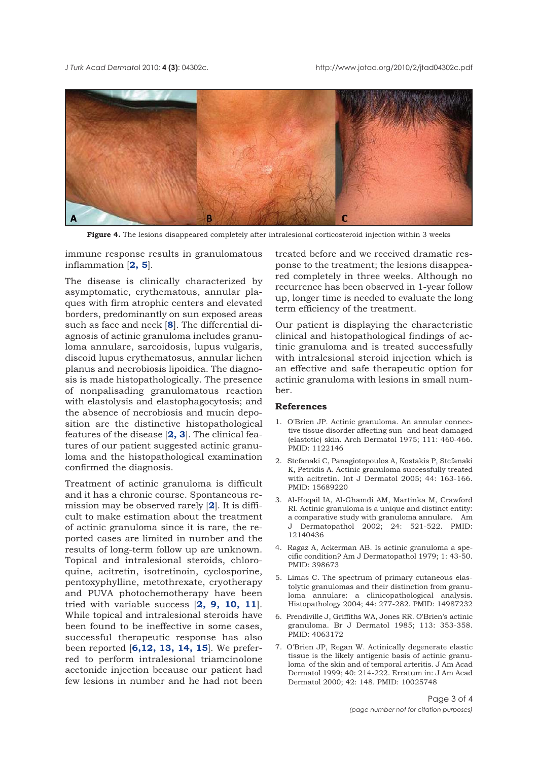**Figure 4.** The lesions disappeared completely after intralesional corticosteroid injection within 3 weeks

immune response results in granulomatous inflammation [**2, 5**].

The disease is clinically characterized by asymptomatic, erythematous, annular plaques with firm atrophic centers and elevated borders, predominantly on sun exposed areas such as face and neck [**8**]. The differential diagnosis of actinic granuloma includes granuloma annulare, sarcoidosis, lupus vulgaris, discoid lupus erythematosus, annular lichen planus and necrobiosis lipoidica. The diagnosis is made histopathologically. The presence of nonpalisading granulomatous reaction with elastolysis and elastophagocytosis; and the absence of necrobiosis and mucin deposition are the distinctive histopathological features of the disease [**2, 3**]. The clinical features of our patient suggested actinic granuloma and the histopathological examination confirmed the diagnosis.

Treatment of actinic granuloma is difficult and it has a chronic course. Spontaneous remission may be observed rarely [**2**]. It is difficult to make estimation about the treatment of actinic granuloma since it is rare, the reported cases are limited in number and the results of long-term follow up are unknown. Topical and intralesional steroids, chloroquine, acitretin, isotretinoin, cyclosporine, pentoxyphylline, metothrexate, cryotherapy and PUVA photochemotherapy have been tried with variable success [**2, 9, 10, 11**]. While topical and intralesional steroids have been found to be ineffective in some cases, successful therapeutic response has also been reported [**6,12, 13, 14, 15**]. We preferred to perform intralesional triamcinolone acetonide injection because our patient had few lesions in number and he had not been treated before and we received dramatic response to the treatment; the lesions disappeared completely in three weeks. Although no recurrence has been observed in 1-year follow up, longer time is needed to evaluate the long term efficiency of the treatment.

Our patient is displaying the characteristic clinical and histopathological findings of actinic granuloma and is treated successfully with intralesional steroid injection which is an effective and safe therapeutic option for actinic granuloma with lesions in small number.

## References

1. O'Brien JP. Actinic granuloma. An annular connective tissue disorder affecting sun- and heat-damaged (elastotic) skin. Arch Dermatol 1975; 111: 460-466. PMID: 1122146
2. Stefanaki C, Panagiotopoulos A, Kostakis P, Stefanaki K, Petridis A. Actinic granuloma successfully treated with acitretin. Int J Dermatol 2005; 44: 163-166. PMID: 15689220
3. Al-Hoqail IA, Al-Ghamdi AM, Martinka M, Crawford RI. Actinic granuloma is a unique and distinct entity: a comparative study with granuloma annulare. Am J Dermatopathol 2002; 24: 521-522. PMID: 12140436
4. Ragaz A, Ackerman AB. Is actinic granuloma a specific condition? Am J Dermatopathol 1979; 1: 43-50. PMID: 398673
5. Limas C. The spectrum of primary cutaneous elastolytic granulomas and their distinction from granuloma annulare: a clinicopathological analysis. Histopathology 2004; 44: 277-282. PMID: 14987232
6. Prendiville J, Griffiths WA, Jones RR. O'Brien's actinic granuloma. Br J Dermatol 1985; 113: 353-358. PMID: 4063172
7. O'Brien JP, Regan W. Actinically degenerate elastic tissue is the likely antigenic basis of actinic granuloma of the skin and of temporal arteritis. J Am Acad Dermatol 1999; 40: 214-222. Erratum in: J Am Acad Dermatol 2000; 42: 148. PMID: 10025748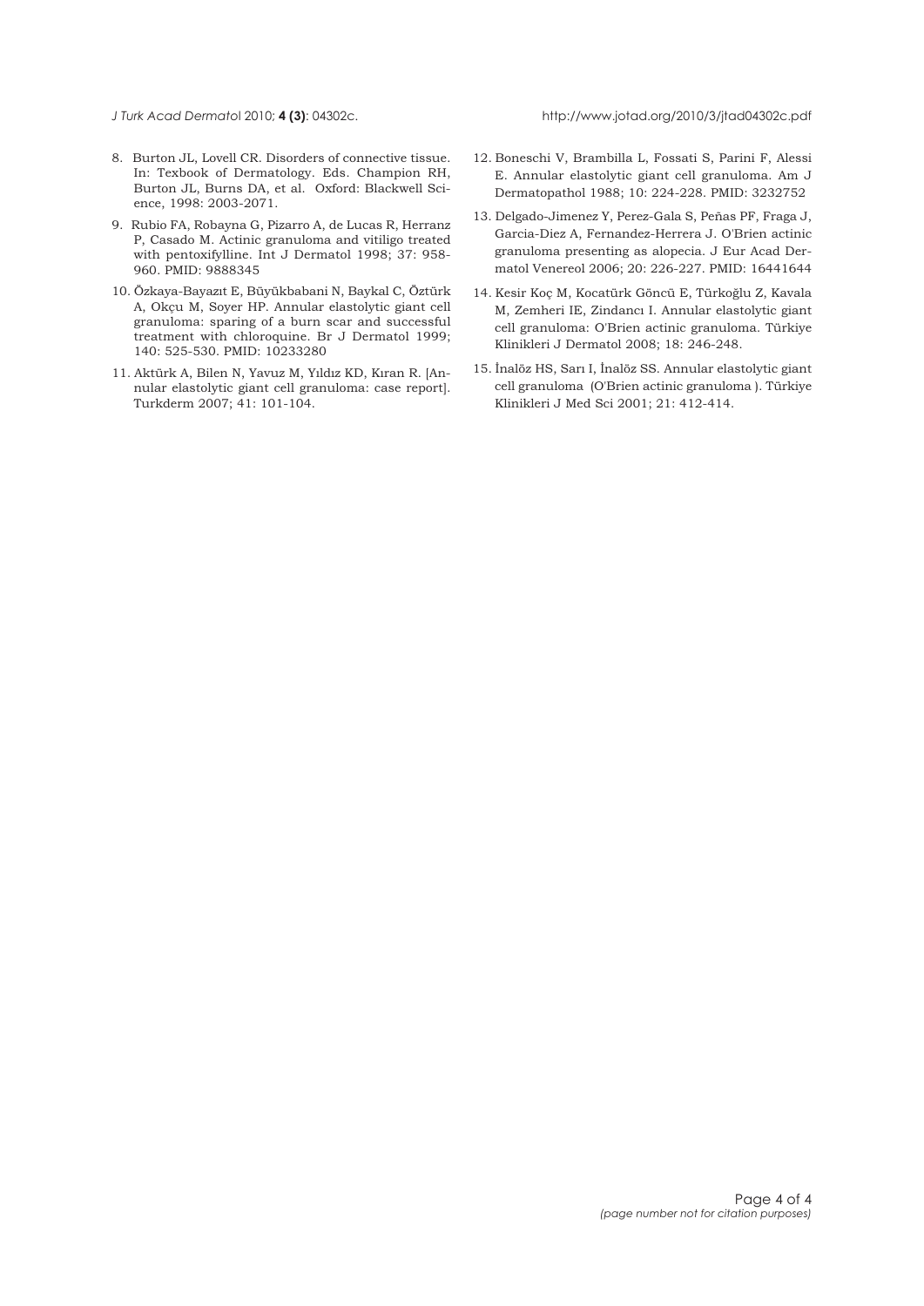8. Burton JL, Lovell CR. Disorders of connective tissue. In: Texbook of Dermatology. Eds. Champion RH, Burton JL, Burns DA, et al. Oxford: Blackwell Science, 1998: 2003-2071.

9. Rubio FA, Robayna G, Pizarro A, de Lucas R, Herranz P, Casado M. Actinic granuloma and vitiligo treated with pentoxifylline. Int J Dermatol 1998; 37: 958-960. PMID: 9888345

10. Özkaya-Bayazıt E, Büyükbabani N, Baykal C, Öztürk A, Okçu M, Soyer HP. Annular elastolytic giant cell granuloma: sparing of a burn scar and successful treatment with chloroquine. Br J Dermatol 1999; 140: 525-530. PMID: 10233280

11. Aktürk A, Bilen N, Yavuz M, Yıldız KD, Kıran R. [Annular elastolytic giant cell granuloma: case report]. Turkderm 2007; 41: 101-104.

12. Boneschi V, Brambilla L, Fossati S, Parini F, Alessi E. Annular elastolytic giant cell granuloma. Am J Dermatopathol 1988; 10: 224-228. PMID: 3232752

13. Delgado-Jimenez Y, Perez-Gala S, Peñas PF, Fraga J, Garcia-Diez A, Fernandez-Herrera J. O'Brien actinic granuloma presenting as alopecia. J Eur Acad Dermatol Venereol 2006; 20: 226-227. PMID: 16441644

14. Kesir Koç M, Kocatürk Göncü E, Türkoğlu Z, Kavala M, Zemheri IE, Zindancı I. Annular elastolytic giant cell granuloma: O'Brien actinic granuloma. Türkiye Klinikleri J Dermatol 2008; 18: 246-248.

15. İnalöz HS, Sarı I, İnalöz SS. Annular elastolytic giant cell granuloma (O'Brien actinic granuloma ). Türkiye Klinikleri J Med Sci 2001; 21: 412-414.